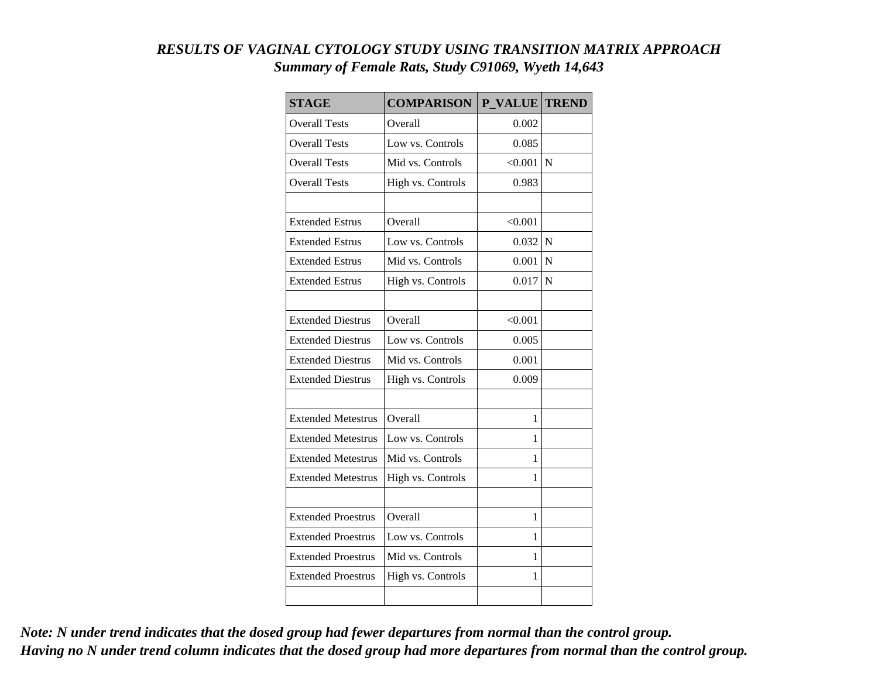***RESULTS OF VAGINAL CYTOLOGY STUDY USING TRANSITION MATRIX APPROACH***
***Summary of Female Rats, Study C91069, Wyeth 14,643***

| STAGE | COMPARISON | P_VALUE | TREND |
|---|---|---|---|
| Overall Tests | Overall | 0.002 | |
| Overall Tests | Low vs. Controls | 0.085 | |
| Overall Tests | Mid vs. Controls | <0.001 | N |
| Overall Tests | High vs. Controls | 0.983 | |
| | | | |
| Extended Estrus | Overall | <0.001 | |
| Extended Estrus | Low vs. Controls | 0.032 | N |
| Extended Estrus | Mid vs. Controls | 0.001 | N |
| Extended Estrus | High vs. Controls | 0.017 | N |
| | | | |
| Extended Diestrus | Overall | <0.001 | |
| Extended Diestrus | Low vs. Controls | 0.005 | |
| Extended Diestrus | Mid vs. Controls | 0.001 | |
| Extended Diestrus | High vs. Controls | 0.009 | |
| | | | |
| Extended Metestrus | Overall | 1 | |
| Extended Metestrus | Low vs. Controls | 1 | |
| Extended Metestrus | Mid vs. Controls | 1 | |
| Extended Metestrus | High vs. Controls | 1 | |
| | | | |
| Extended Proestrus | Overall | 1 | |
| Extended Proestrus | Low vs. Controls | 1 | |
| Extended Proestrus | Mid vs. Controls | 1 | |
| Extended Proestrus | High vs. Controls | 1 | |
| | | | |

***Note: N under trend indicates that the dosed group had fewer departures from normal than the control group.***
***Having no N under trend column indicates that the dosed group had more departures from normal than the control group.***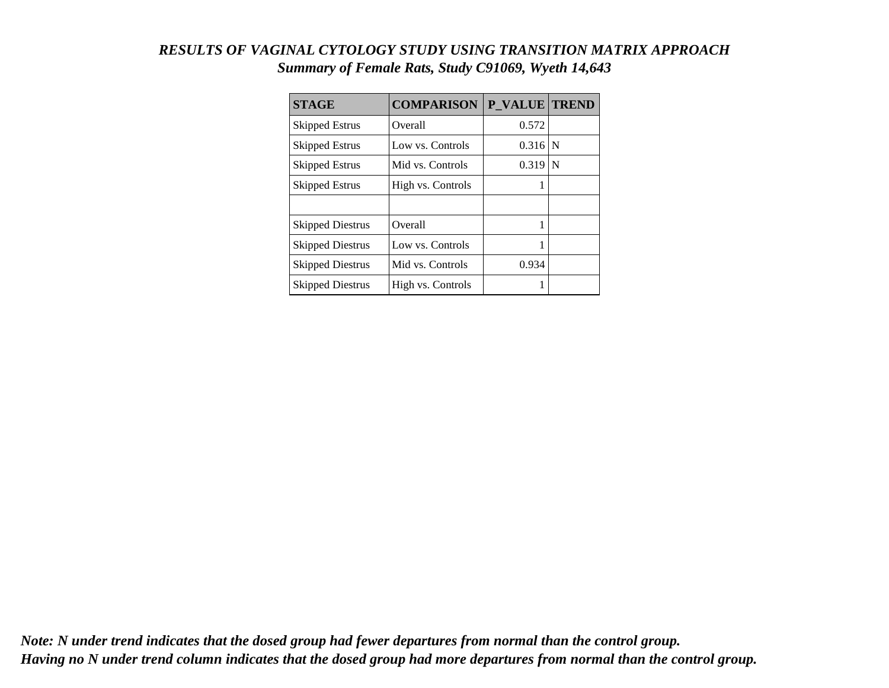***RESULTS OF VAGINAL CYTOLOGY STUDY USING TRANSITION MATRIX APPROACH***

***Summary of Female Rats, Study C91069, Wyeth 14,643***

| STAGE | COMPARISON | P_VALUE | TREND |
|---|---|---|---|
| Skipped Estrus | Overall | 0.572 | |
| Skipped Estrus | Low vs. Controls | 0.316 | N |
| Skipped Estrus | Mid vs. Controls | 0.319 | N |
| Skipped Estrus | High vs. Controls | 1 | |
| | | | |
| Skipped Diestrus | Overall | 1 | |
| Skipped Diestrus | Low vs. Controls | 1 | |
| Skipped Diestrus | Mid vs. Controls | 0.934 | |
| Skipped Diestrus | High vs. Controls | 1 | |

***Note: N under trend indicates that the dosed group had fewer departures from normal than the control group.***
***Having no N under trend column indicates that the dosed group had more departures from normal than the control group.***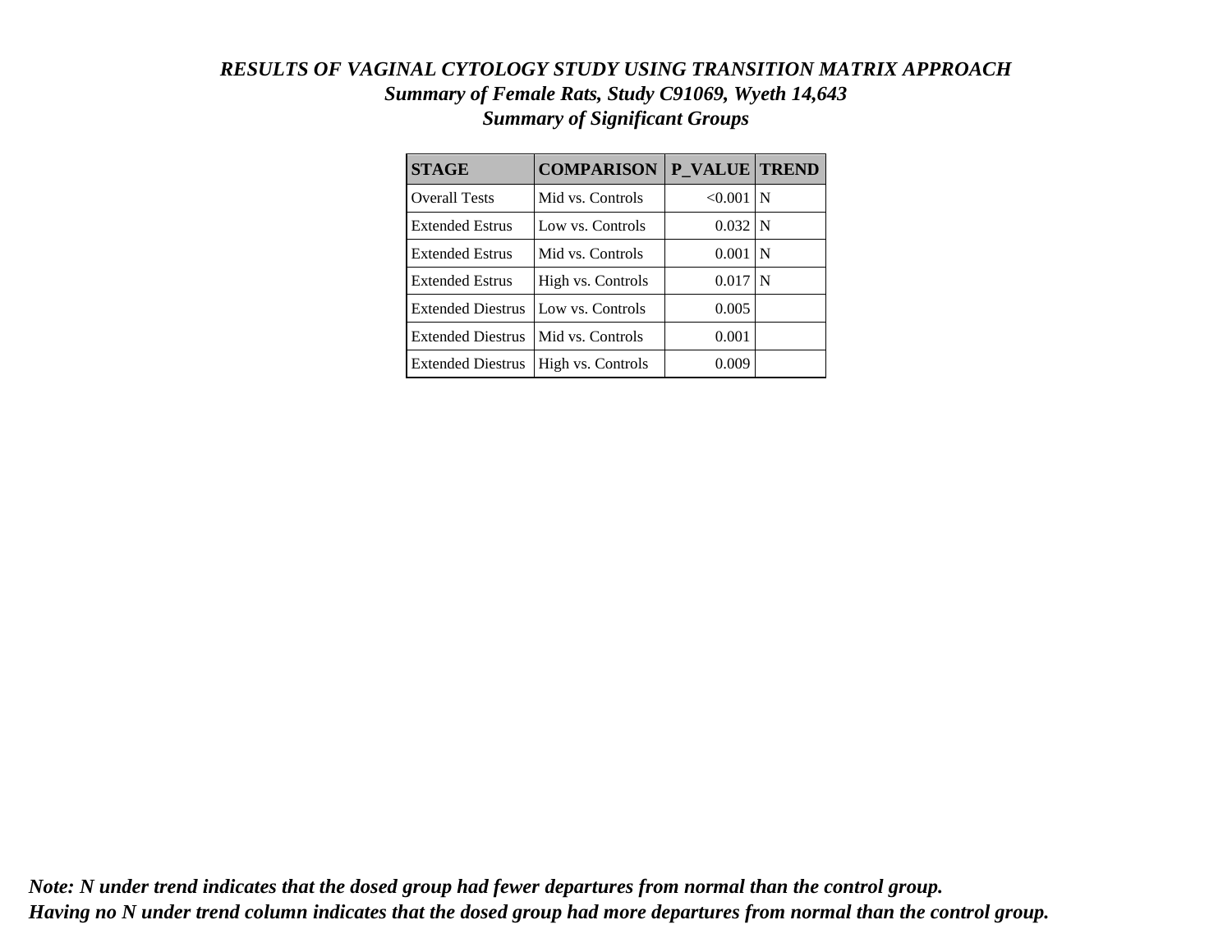***RESULTS OF VAGINAL CYTOLOGY STUDY USING TRANSITION MATRIX APPROACH***
***Summary of Female Rats, Study C91069, Wyeth 14,643***
***Summary of Significant Groups***

| STAGE | COMPARISON | P_VALUE | TREND |
|---|---|---|---|
| Overall Tests | Mid vs. Controls | <0.001 | N |
| Extended Estrus | Low vs. Controls | 0.032 | N |
| Extended Estrus | Mid vs. Controls | 0.001 | N |
| Extended Estrus | High vs. Controls | 0.017 | N |
| Extended Diestrus | Low vs. Controls | 0.005 | |
| Extended Diestrus | Mid vs. Controls | 0.001 | |
| Extended Diestrus | High vs. Controls | 0.009 | |

***Note: N under trend indicates that the dosed group had fewer departures from normal than the control group.***
***Having no N under trend column indicates that the dosed group had more departures from normal than the control group.***